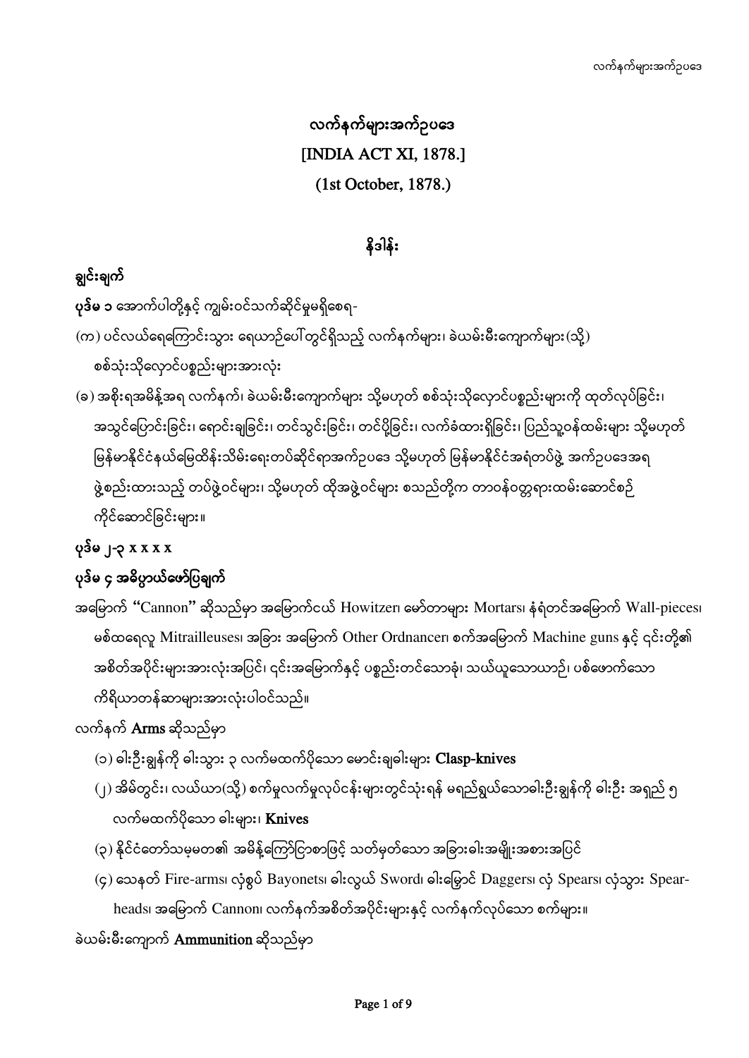# လက်နက်များအက်ဥပဒေ

## [INDIA ACT XI, 1878.]

## (1st October, 1878.)

### နိဒါန်း

**ချွင်းချက်**

**ပုဒ်မ ၁** အောက်ပါတို့နှင့် ကျွမ်းဝင်သက်ဆိုင်မှုမရှိစေရ-

(က) ပင်လယ်ရေကြောင်းသွား ရေယာဉ်ပေါ်တွင်ရှိသည့် လက်နက်များ၊ ခဲယမ်းမီးကျောက်များ(သို့) စစ်သုံးသိုလှောင်ပစ္စည်းများအားလုံး

(ခ) အစိုးရအမိန့်အရ လက်နက်၊ ခဲယမ်းမီးကျောက်များ သို့မဟုတ် စစ်သုံးသိုလှောင်ပစ္စည်းများကို ထုတ်လုပ်ခြင်း၊ အသွင်ပြောင်းခြင်း၊ ရောင်းချခြင်း၊ တင်သွင်းခြင်း၊ တင်ပို့ခြင်း၊ လက်ခံထားရှိခြင်း၊ ပြည်သူ့ဝန်ထမ်းများ သို့မဟုတ် မြန်မာနိုင်ငံနယ်မြေထိန်းသိမ်းရေးတပ်ဆိုင်ရာအက်ဥပဒေ သို့မဟုတ် မြန်မာနိုင်ငံအရံတပ်ဖွဲ့ အက်ဥပဒေအရ ဖွဲ့စည်းထားသည့် တပ်ဖွဲ့ဝင်များ၊ သို့မဟုတ် ထိုအဖွဲ့ဝင်များ စသည်တို့က တာဝန်ဝတ္တရားထမ်းဆောင်စဉ် ကိုင်ဆောင်ခြင်းများ။

**ပုဒ်မ ၂-၃ x x x x**

**ပုဒ်မ ၄ အဓိပ္ပာယ်ဖော်ပြချက်**

အမြောက် **"Cannon"** ဆိုသည်မှာ အမြောက်ငယ် Howitzer၊ မော်တာများ Mortars၊ နံရံတင်အမြောက် Wall-pieces၊ မစ်ထရေလူ Mitrailleuses၊ အခြား အမြောက် Other Ordnancer၊ စက်အမြောက် Machine guns နှင့် ၎င်းတို့၏ အစိတ်အပိုင်းများအားလုံးအပြင်၊ ၎င်းအမြောက်နှင့် ပစ္စည်းတင်သောခုံ၊ သယ်ယူသောယာဉ်၊ ပစ်ဖောက်သော ကိရိယာတန်ဆာများအားလုံးပါဝင်သည်။

လက်နက် **Arms** ဆိုသည်မှာ

(၁) ဓါးဦးချွန်ကို ဓါးသွား ၃ လက်မထက်ပိုသော မောင်းချဓါးများ **Clasp-knives**

(၂) အိမ်တွင်း၊ လယ်ယာ(သို့) စက်မှုလက်မှုလုပ်ငန်းများတွင်သုံးရန် မရည်ရွယ်သောဓါးဦးချွန်ကို ဓါးဦး အရှည် ၅ လက်မထက်ပိုသော ဓါးများ၊ **Knives**

(၃) နိုင်ငံတော်သမ္မတ၏ အမိန့်ကြော်ငြာစာဖြင့် သတ်မှတ်သော အခြားဓါးအမျိုးအစားအပြင်

(၄) သေနတ် Fire-arms၊ လှံစွပ် Bayonets၊ ဓါးလွယ် Sword၊ ဓါးမြှောင် Daggers၊ လှံ Spears၊ လှံသွား Spear-heads၊ အမြောက် Cannon၊ လက်နက်အစိတ်အပိုင်းများနှင့် လက်နက်လုပ်သော စက်များ။

ခဲယမ်းမီးကျောက် **Ammunition** ဆိုသည်မှာ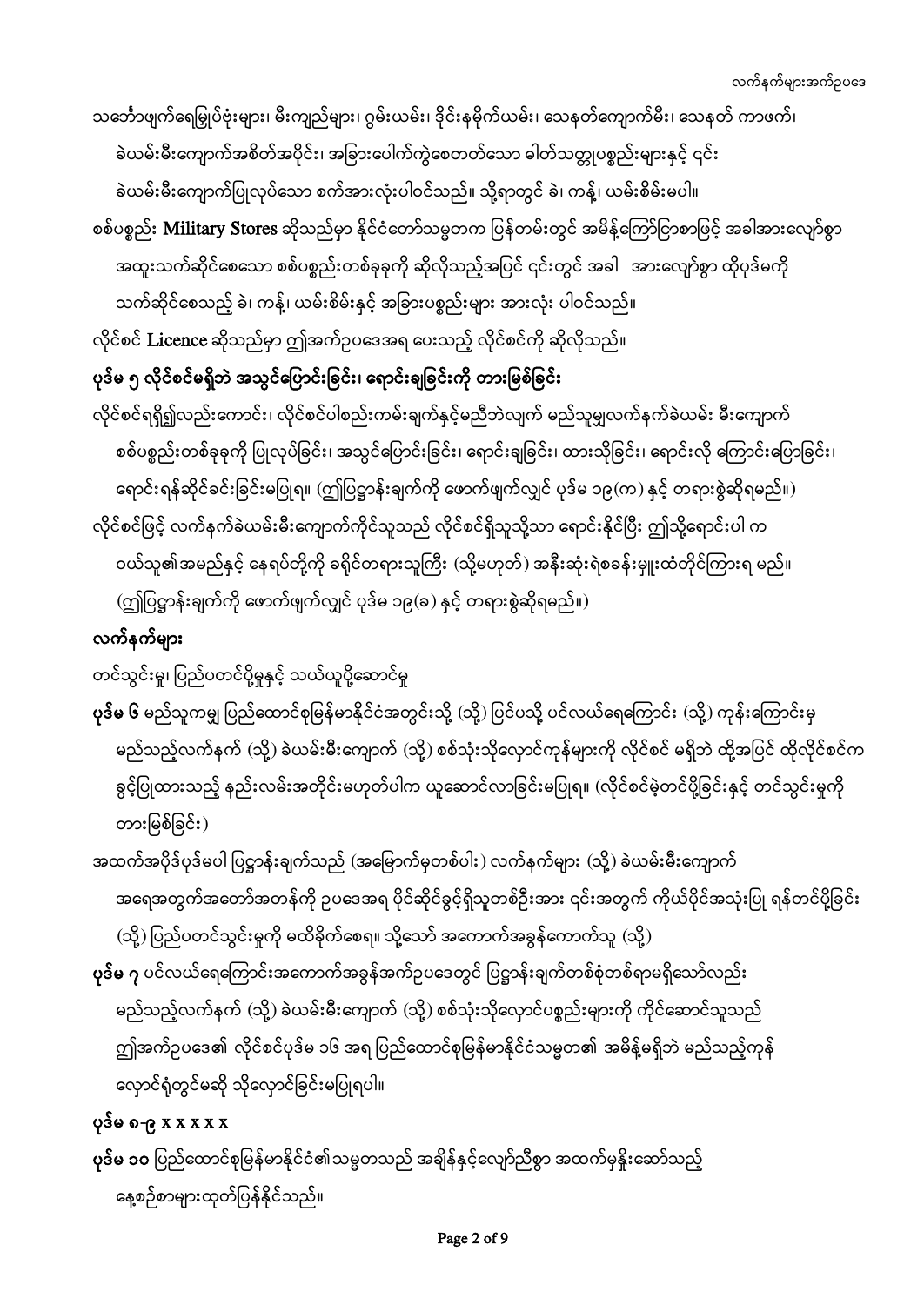သင်္ဘောဖျက်ရေမြှုပ်ဗုံးများ၊ မီးကျည်များ၊ ဂွမ်းယမ်း၊ ဒိုင်းနမိုက်ယမ်း၊ သေနတ်ကျောက်မီး၊ သေနတ် ကာဖက်၊ ခဲယမ်းမီးကျောက်အစိတ်အပိုင်း၊ အခြားပေါက်ကွဲစေတတ်သော ဓါတ်သတ္တုပစ္စည်းများနှင့် ၎င်း ခဲယမ်းမီးကျောက်ပြုလုပ်သော စက်အားလုံးပါဝင်သည်။ သို့ရာတွင် ခဲ၊ ကန့်၊ ယမ်းစိမ်းမပါ။

စစ်ပစ္စည်း **Military Stores** ဆိုသည်မှာ နိုင်ငံတော်သမ္မတက ပြန်တမ်းတွင် အမိန့်ကြော်ငြာစာဖြင့် အခါအားလျော်စွာ အထူးသက်ဆိုင်စေသော စစ်ပစ္စည်းတစ်ခုခုကို ဆိုလိုသည့်အပြင် ၎င်းတွင် အခါ အားလျော်စွာ ထိုပုဒ်မကို သက်ဆိုင်စေသည့် ခဲ၊ ကန့်၊ ယမ်းစိမ်းနှင့် အခြားပစ္စည်းများ အားလုံး ပါဝင်သည်။

လိုင်စင် Licence ဆိုသည်မှာ ဤအက်ဥပဒေအရ ပေးသည့် လိုင်စင်ကို ဆိုလိုသည်။

**ပုဒ်မ ၅ လိုင်စင်မရှိဘဲ အသွင်ပြောင်းခြင်း၊ ရောင်းချခြင်းကို တားမြစ်ခြင်း**

လိုင်စင်ရရှိ၍လည်းကောင်း၊ လိုင်စင်ပါစည်းကမ်းချက်နှင့်မညီဘဲလျက် မည်သူမျှလက်နက်ခဲယမ်း မီးကျောက် စစ်ပစ္စည်းတစ်ခုခုကို ပြုလုပ်ခြင်း၊ အသွင်ပြောင်းခြင်း၊ ရောင်းချခြင်း၊ ထားသိုခြင်း၊ ရောင်းလို ကြောင်းပြောခြင်း၊ ရောင်းရန်ဆိုင်ခင်းခြင်းမပြုရ။ (ဤပြဋ္ဌာန်းချက်ကို ဖောက်ဖျက်လျှင် ပုဒ်မ ၁၉(က) နှင့် တရားစွဲဆိုရမည်။)

လိုင်စင်ဖြင့် လက်နက်ခဲယမ်းမီးကျောက်ကိုင်သူသည် လိုင်စင်ရှိသူသို့သာ ရောင်းနိုင်ပြီး ဤသို့ရောင်းပါ က ဝယ်သူ၏အမည်နှင့် နေရပ်တို့ကို ခရိုင်တရားသူကြီး (သို့မဟုတ်) အနီးဆုံးရဲစခန်းမှူးထံတိုင်ကြားရ မည်။ (ဤပြဋ္ဌာန်းချက်ကို ဖောက်ဖျက်လျှင် ပုဒ်မ ၁၉(ခ) နှင့် တရားစွဲဆိုရမည်။)

**လက်နက်များ**

တင်သွင်းမှု၊ ပြည်ပတင်ပို့မှုနှင့် သယ်ယူပို့ဆောင်မှု

**ပုဒ်မ ၆** မည်သူကမျှ ပြည်ထောင်စုမြန်မာနိုင်ငံအတွင်းသို့ (သို့) ပြင်ပသို့ ပင်လယ်ရေကြောင်း (သို့) ကုန်းကြောင်းမှ မည်သည့်လက်နက် (သို့) ခဲယမ်းမီးကျောက် (သို့) စစ်သုံးသိုလှောင်ကုန်များကို လိုင်စင် မရှိဘဲ ထို့အပြင် ထိုလိုင်စင်က ခွင့်ပြုထားသည့် နည်းလမ်းအတိုင်းမဟုတ်ပါက ယူဆောင်လာခြင်းမပြုရ။ (လိုင်စင်မဲ့တင်ပို့ခြင်းနှင့် တင်သွင်းမှုကို တားမြစ်ခြင်း)

အထက်အပိုဒ်ပုဒ်မပါ ပြဋ္ဌာန်းချက်သည် (အမြောက်မှတစ်ပါး) လက်နက်များ (သို့) ခဲယမ်းမီးကျောက် အရေအတွက်အတော်အတန်ကို ဥပဒေအရ ပိုင်ဆိုင်ခွင့်ရှိသူတစ်ဦးအား ၎င်းအတွက် ကိုယ်ပိုင်အသုံးပြု ရန်တင်ပို့ခြင်း (သို့) ပြည်ပတင်သွင်းမှုကို မထိခိုက်စေရ။ သို့သော် အကောက်အခွန်ကောက်သူ (သို့)

**ပုဒ်မ ၇** ပင်လယ်ရေကြောင်းအကောက်အခွန်အက်ဥပဒေတွင် ပြဋ္ဌာန်းချက်တစ်စုံတစ်ရာမရှိသော်လည်း မည်သည့်လက်နက် (သို့) ခဲယမ်းမီးကျောက် (သို့) စစ်သုံးသိုလှောင်ပစ္စည်းများကို ကိုင်ဆောင်သူသည် ဤအက်ဥပဒေ၏ လိုင်စင်ပုဒ်မ ၁၆ အရ ပြည်ထောင်စုမြန်မာနိုင်ငံသမ္မတ၏ အမိန့်မရှိဘဲ မည်သည့်ကုန် လှောင်ရုံတွင်မဆို သိုလှောင်ခြင်းမပြုရပါ။

**ပုဒ်မ ၈-၉ x x x x x**

**ပုဒ်မ ၁၀** ပြည်ထောင်စုမြန်မာနိုင်ငံ၏သမ္မတသည် အချိန်နှင့်လျော်ညီစွာ အထက်မှုနှီးဆော်သည့် နေ့စဉ်စာများထုတ်ပြန်နိုင်သည်။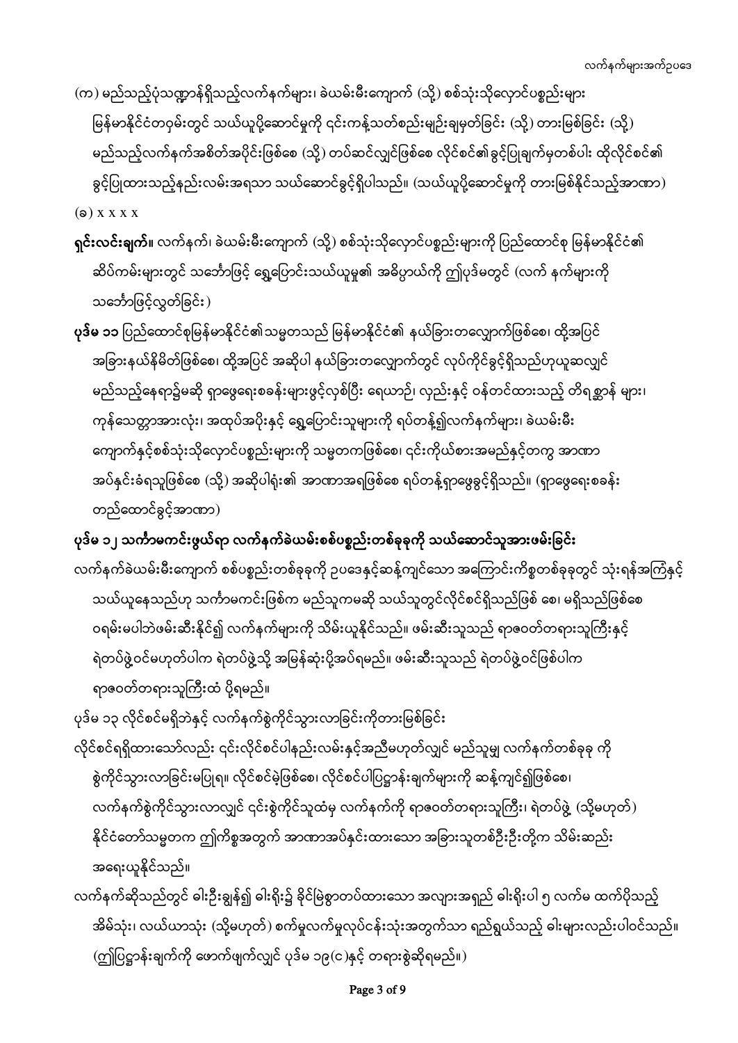(က) မည်သည့်ပုံသဏ္ဍာန်ရှိသည့်လက်နက်များ၊ ခဲယမ်းမီးကျောက် (သို့) စစ်သုံးသိုလှောင်ပစ္စည်းများ မြန်မာနိုင်ငံတဝှမ်းတွင် သယ်ယူပို့ဆောင်မှုကို ၎င်းကန့်သတ်စည်းမျဉ်းချမှတ်ခြင်း (သို့) တားမြစ်ခြင်း (သို့) မည်သည့်လက်နက်အစိတ်အပိုင်းဖြစ်စေ (သို့) တပ်ဆင်လျှင်ဖြစ်စေ လိုင်စင်၏ခွင့်ပြုချက်မှတစ်ပါး ထိုလိုင်စင်၏ ခွင့်ပြုထားသည့်နည်းလမ်းအရသာ သယ်ဆောင်ခွင့်ရှိပါသည်။ (သယ်ယူပို့ဆောင်မှုကို တားမြစ်နိုင်သည့်အာဏာ)

(ခ) x x x x

**ရှင်းလင်းချက်။** လက်နက်၊ ခဲယမ်းမီးကျောက် (သို့) စစ်သုံးသိုလှောင်ပစ္စည်းများကို ပြည်ထောင်စု မြန်မာနိုင်ငံ၏ ဆိပ်ကမ်းများတွင် သင်္ဘောဖြင့် ရွှေ့ပြောင်းသယ်ယူမှု၏ အဓိပ္ပာယ်ကို ဤပုဒ်မတွင် (လက် နက်များကို သင်္ဘောဖြင့်လွှတ်ခြင်း)

**ပုဒ်မ ၁၁** ပြည်ထောင်စုမြန်မာနိုင်ငံ၏သမ္မတသည် မြန်မာနိုင်ငံ၏ နယ်ခြားတလျှောက်ဖြစ်စေ၊ ထို့အပြင် အခြားနယ်နိမိတ်ဖြစ်စေ၊ ထို့အပြင် အဆိုပါ နယ်ခြားတလျှောက်တွင် လုပ်ကိုင်ခွင့်ရှိသည်ဟုယူဆလျှင် မည်သည့်နေရာ၌မဆို ရှာဖွေရေးစခန်းများဖွင့်လှစ်ပြီး ရေယာဉ်၊ လှည်းနှင့် ဝန်တင်ထားသည့် တိရစ္ဆာန် များ၊ ကုန်သေတ္တာအားလုံး၊ အထုပ်အပိုးနှင့် ရွှေ့ပြောင်းသူများကို ရပ်တန့်၍လက်နက်များ၊ ခဲယမ်းမီး ကျောက်နှင့်စစ်သုံးသိုလှောင်ပစ္စည်းများကို သမ္မတကဖြစ်စေ၊ ၎င်းကိုယ်စားအမည်နှင့်တကွ အာဏာ အပ်နှင်းခံရသူဖြစ်စေ (သို့) အဆိုပါရုံး၏ အာဏာအရဖြစ်စေ ရပ်တန့်ရှာဖွေခွင့်ရှိသည်။ (ရှာဖွေရေးစခန်း တည်ထောင်ခွင့်အာဏာ)

**ပုဒ်မ ၁၂ သင်္ကာမကင်းဖွယ်ရာ လက်နက်ခဲယမ်းစစ်ပစ္စည်းတစ်ခုခုကို သယ်ဆောင်သူအားဖမ်းခြင်း**

လက်နက်ခဲယမ်းမီးကျောက် စစ်ပစ္စည်းတစ်ခုခုကို ဥပဒေနှင့်ဆန့်ကျင်သော အကြောင်းကိစ္စတစ်ခုခုတွင် သုံးရန်အကြံနှင့် သယ်ယူနေသည်ဟု သင်္ကာမကင်းဖြစ်က မည်သူကမဆို သယ်သူတွင်လိုင်စင်ရှိသည်ဖြစ် စေ၊ မရှိသည်ဖြစ်စေ ဝရမ်းမပါဘဲဖမ်းဆီးနိုင်၍ လက်နက်များကို သိမ်းယူနိုင်သည်။ ဖမ်းဆီးသူသည် ရာဇဝတ်တရားသူကြီးနှင့် ရဲတပ်ဖွဲ့ဝင်မဟုတ်ပါက ရဲတပ်ဖွဲ့သို့ အမြန်ဆုံးပို့အပ်ရမည်။ ဖမ်းဆီးသူသည် ရဲတပ်ဖွဲ့ဝင်ဖြစ်ပါက ရာဇဝတ်တရားသူကြီးထံ ပို့ရမည်။

ပုဒ်မ ၁၃ လိုင်စင်မရှိဘဲနှင့် လက်နက်စွဲကိုင်သွားလာခြင်းကိုတားမြစ်ခြင်း

လိုင်စင်ရရှိထားသော်လည်း ၎င်းလိုင်စင်ပါနည်းလမ်းနှင့်အညီမဟုတ်လျှင် မည်သူမျှ လက်နက်တစ်ခုခု ကို စွဲကိုင်သွားလာခြင်းမပြုရ။ လိုင်စင်မဲ့ဖြစ်စေ၊ လိုင်စင်ပါပြဋ္ဌာန်းချက်များကို ဆန့်ကျင်၍ဖြစ်စေ၊ လက်နက်စွဲကိုင်သွားလာလျှင် ၎င်းစွဲကိုင်သူထံမှ လက်နက်ကို ရာဇဝတ်တရားသူကြီး၊ ရဲတပ်ဖွဲ့ (သို့မဟုတ်) နိုင်ငံတော်သမ္မတက ဤကိစ္စအတွက် အာဏာအပ်နှင်းထားသော အခြားသူတစ်ဦးဦးတို့က သိမ်းဆည်း အရေးယူနိုင်သည်။

လက်နက်ဆိုသည်တွင် ဓါးဦးချွန်၍ ဓါးရိုး၌ ခိုင်မြဲစွာတပ်ထားသော အလျားအရှည် ဓါးရိုးပါ ၅ လက်မ ထက်ပိုသည့် အိမ်သုံး၊ လယ်ယာသုံး (သို့မဟုတ်) စက်မှုလက်မှုလုပ်ငန်းသုံးအတွက်သာ ရည်ရွယ်သည့် ဓါးများလည်းပါဝင်သည်။ (ဤပြဋ္ဌာန်းချက်ကို ဖောက်ဖျက်လျှင် ပုဒ်မ ၁၉( င)နှင့် တရားစွဲဆိုရမည်။)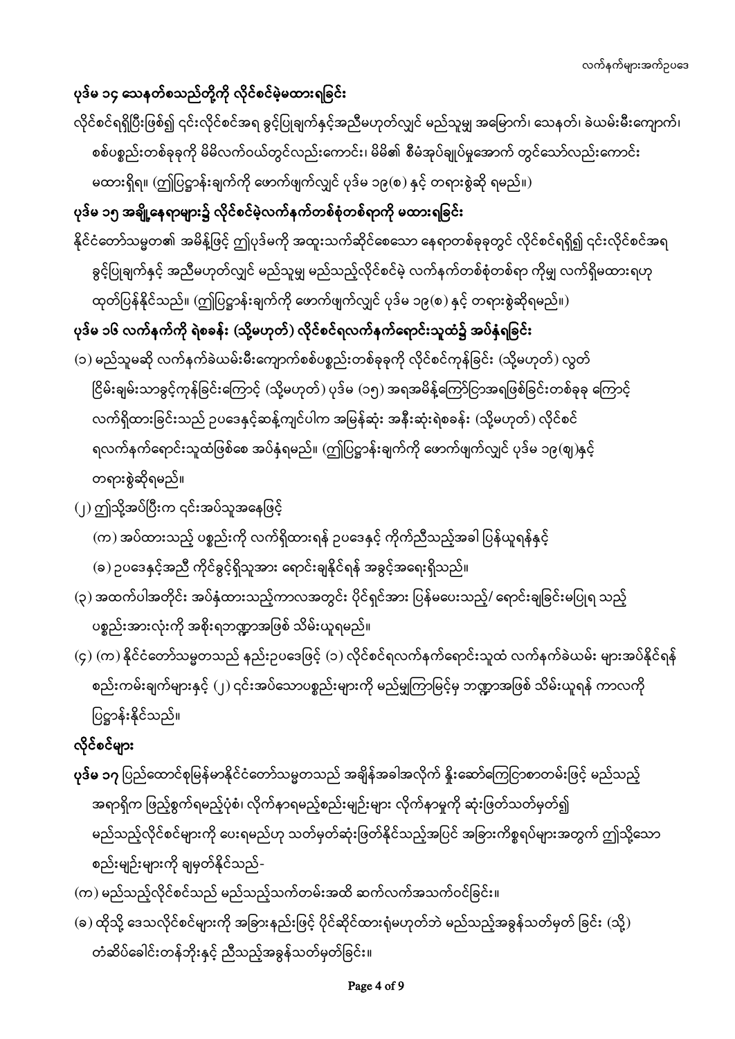**ပုဒ်မ ၁၄ သေနတ်စသည်တို့ကို လိုင်စင်မဲ့မထားရခြင်း**

လိုင်စင်ရရှိပြီးဖြစ်၍ ၎င်းလိုင်စင်အရ ခွင့်ပြုချက်နှင့်အညီမဟုတ်လျှင် မည်သူမျှ အမြောက်၊ သေနတ်၊ ခဲယမ်းမီးကျောက်၊ စစ်ပစ္စည်းတစ်ခုခုကို မိမိလက်ဝယ်တွင်လည်းကောင်း၊ မိမိ၏ စီမံအုပ်ချုပ်မှုအောက် တွင်သော်လည်းကောင်း မထားရှိရ။ (ဤပြဋ္ဌာန်းချက်ကို ဖောက်ဖျက်လျှင် ပုဒ်မ ၁၉(စ) နှင့် တရားစွဲဆို ရမည်။)

**ပုဒ်မ ၁၅ အချို့နေရာများ၌ လိုင်စင်မဲ့လက်နက်တစ်စုံတစ်ရာကို မထားရခြင်း**

နိုင်ငံတော်သမ္မတ၏ အမိန့်ဖြင့် ဤပုဒ်မကို အထူးသက်ဆိုင်စေသော နေရာတစ်ခုခုတွင် လိုင်စင်ရရှိ၍ ၎င်းလိုင်စင်အရ ခွင့်ပြုချက်နှင့် အညီမဟုတ်လျှင် မည်သူမျှ မည်သည့်လိုင်စင်မဲ့ လက်နက်တစ်စုံတစ်ရာ ကိုမျှ လက်ရှိမထားရဟု ထုတ်ပြန်နိုင်သည်။ (ဤပြဋ္ဌာန်းချက်ကို ဖောက်ဖျက်လျှင် ပုဒ်မ ၁၉(စ) နှင့် တရားစွဲဆိုရမည်။)

**ပုဒ်မ ၁၆ လက်နက်ကို ရဲစခန်း (သို့မဟုတ်) လိုင်စင်ရလက်နက်ရောင်းသူထံ၌ အပ်နှံရခြင်း**

(၁) မည်သူမဆို လက်နက်ခဲယမ်းမီးကျောက်စစ်ပစ္စည်းတစ်ခုခုကို လိုင်စင်ကုန်ခြင်း (သို့မဟုတ်) လွတ်ငြိမ်းချမ်းသာခွင့်ကုန်ခြင်းကြောင့် (သို့မဟုတ်) ပုဒ်မ (၁၅) အရအမိန့်ကြော်ငြာအရဖြစ်ခြင်းတစ်ခုခု ကြောင့် လက်ရှိထားခြင်းသည် ဥပဒေနှင့်ဆန့်ကျင်ပါက အမြန်ဆုံး အနီးဆုံးရဲစခန်း (သို့မဟုတ်) လိုင်စင် ရလက်နက်ရောင်းသူထံဖြစ်စေ အပ်နှံရမည်။ (ဤပြဋ္ဌာန်းချက်ကို ဖောက်ဖျက်လျှင် ပုဒ်မ ၁၉(ဈ)နှင့် တရားစွဲဆိုရမည်။

(၂) ဤသို့အပ်ပြီးက ၎င်းအပ်သူအနေဖြင့်

(က) အပ်ထားသည့် ပစ္စည်းကို လက်ရှိထားရန် ဥပဒေနှင့် ကိုက်ညီသည့်အခါ ပြန်ယူရန်နှင့်

(ခ) ဥပဒေနှင့်အညီ ကိုင်ခွင့်ရှိသူအား ရောင်းချနိုင်ရန် အခွင့်အရေးရှိသည်။

(၃) အထက်ပါအတိုင်း အပ်နှံထားသည့်ကာလအတွင်း ပိုင်ရှင်အား ပြန်မပေးသည့်/ ရောင်းချခြင်းမပြုရ သည့် ပစ္စည်းအားလုံးကို အစိုးရဘဏ္ဍာအဖြစ် သိမ်းယူရမည်။

(၄) (က) နိုင်ငံတော်သမ္မတသည် နည်းဥပဒေဖြင့် (၁) လိုင်စင်ရလက်နက်ရောင်းသူထံ လက်နက်ခဲယမ်း များအပ်နိုင်ရန် စည်းကမ်းချက်များနှင့် (၂) ၎င်းအပ်သောပစ္စည်းများကို မည်မျှကြာမြင့်မှ ဘဏ္ဍာအဖြစ် သိမ်းယူရန် ကာလကို ပြဋ္ဌာန်းနိုင်သည်။

**လိုင်စင်များ**

**ပုဒ်မ ၁၇** ပြည်ထောင်စုမြန်မာနိုင်ငံတော်သမ္မတသည် အချိန်အခါအလိုက် နိုးဆော်ကြေငြာစာတမ်းဖြင့် မည်သည့် အရာရှိက ဖြည့်စွက်ရမည့်ပုံစံ၊ လိုက်နာရမည့်စည်းမျဉ်းများ လိုက်နာမှုကို ဆုံးဖြတ်သတ်မှတ်၍ မည်သည့်လိုင်စင်များကို ပေးရမည်ဟု သတ်မှတ်ဆုံးဖြတ်နိုင်သည့်အပြင် အခြားကိစ္စရပ်များအတွက် ဤသို့သော စည်းမျဉ်းများကို ချမှတ်နိုင်သည်-

(က) မည်သည့်လိုင်စင်သည် မည်သည့်သက်တမ်းအထိ ဆက်လက်အသက်ဝင်ခြင်း။

(ခ) ထိုသို့ ဒေသလိုင်စင်များကို အခြားနည်းဖြင့် ပိုင်ဆိုင်ထားရုံမဟုတ်ဘဲ မည်သည့်အခွန်သတ်မှတ် ခြင်း (သို့) တံဆိပ်ခေါင်းတန်ဘိုးနှင့် ညီသည့်အခွန်သတ်မှတ်ခြင်း။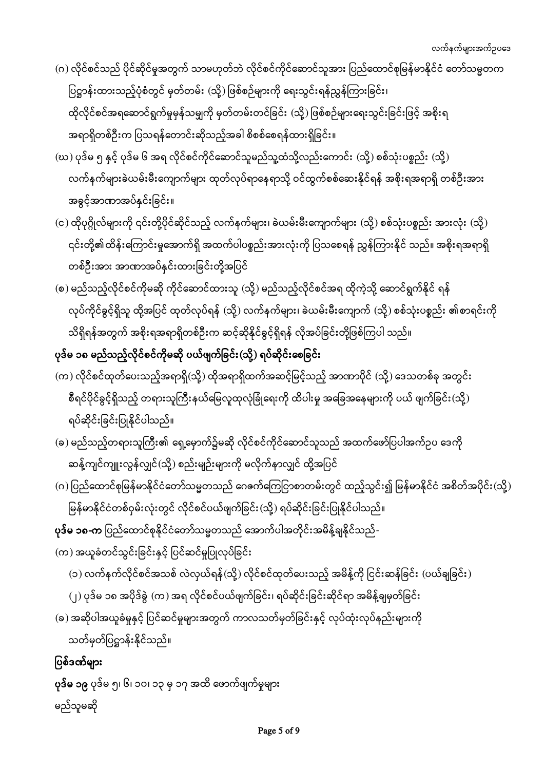(ဂ) လိုင်စင်သည် ပိုင်ဆိုင်မှုအတွက် သာမဟုတ်ဘဲ လိုင်စင်ကိုင်ဆောင်သူအား ပြည်ထောင်စုမြန်မာနိုင်ငံ တော်သမ္မတက ပြဋ္ဌာန်းထားသည့်ပုံစံတွင် မှတ်တမ်း (သို့) ဖြစ်စဉ်များကို ရေးသွင်းရန်ညွှန်ကြားခြင်း၊ ထိုလိုင်စင်အရဆောင်ရွက်မှုမှန်သမျှကို မှတ်တမ်းတင်ခြင်း (သို့) ဖြစ်စဉ်များရေးသွင်းခြင်းဖြင့် အစိုးရ အရာရှိတစ်ဦးက ပြသရန်တောင်းဆိုသည့်အခါ စိစစ်စေရန်ထားရှိခြင်း။

(ဃ) ပုဒ်မ ၅ နှင့် ပုဒ်မ ၆ အရ လိုင်စင်ကိုင်ဆောင်သူမည်သူ့ထံသို့လည်းကောင်း (သို့) စစ်သုံးပစ္စည်း (သို့) လက်နက်များခဲယမ်းမီးကျောက်များ ထုတ်လုပ်ရာနေရာသို့ ဝင်ထွက်စစ်ဆေးနိုင်ရန် အစိုးရအရာရှိ တစ်ဦးအား အခွင့်အာဏာအပ်နှင်းခြင်း။

(င) ထိုပုဂ္ဂိုလ်များကို ၎င်းတို့ပိုင်ဆိုင်သည့် လက်နက်များ၊ ခဲယမ်းမီးကျောက်များ (သို့) စစ်သုံးပစ္စည်း အားလုံး (သို့) ၎င်းတို့၏ထိန်းကြောင်းမှုအောက်ရှိ အထက်ပါပစ္စည်းအားလုံးကို ပြသစေရန် ညွှန်ကြားနိုင် သည်။ အစိုးရအရာရှိ တစ်ဦးအား အာဏာအပ်နှင်းထားခြင်းတို့အပြင်

(စ) မည်သည့်လိုင်စင်ကိုမဆို ကိုင်ဆောင်ထားသူ (သို့) မည်သည့်လိုင်စင်အရ ထိုကဲ့သို့ ဆောင်ရွက်နိုင် ရန် လုပ်ကိုင်ခွင့်ရှိသူ ထို့အပြင် ထုတ်လုပ်ရန် (သို့) လက်နက်များ၊ ခဲယမ်းမီးကျောက် (သို့) စစ်သုံးပစ္စည်း ၏စာရင်းကို သိရှိရန်အတွက် အစိုးရအရာရှိတစ်ဦးက ဆင့်ဆိုနိုင်ခွင့်ရှိရန် လိုအပ်ခြင်းတို့ဖြစ်ကြပါ သည်။

**ပုဒ်မ ၁၈ မည်သည့်လိုင်စင်ကိုမဆို ပယ်ဖျက်ခြင်း(သို့) ရပ်ဆိုင်းစေခြင်း**

(က) လိုင်စင်ထုတ်ပေးသည့်အရာရှိ(သို့) ထိုအရာရှိထက်အဆင့်မြင့်သည့် အာဏာပိုင် (သို့) ဒေသတစ်ခု အတွင်း စီရင်ပိုင်ခွင့်ရှိသည့် တရားသူကြီးနယ်မြေလူထုလုံခြုံရေးကို ထိပါးမှု အခြေအနေများကို ပယ် ဖျက်ခြင်း(သို့) ရပ်ဆိုင်းခြင်းပြုနိုင်ပါသည်။

(ခ) မည်သည့်တရားသူကြီး၏ ရှေ့မှောက်၌မဆို လိုင်စင်ကိုင်ဆောင်သူသည် အထက်ဖော်ပြပါအက်ဥပ ဒေကို ဆန့်ကျင်ကျူးလွန်လျှင်(သို့) စည်းမျဉ်းများကို မလိုက်နာလျှင် ထို့အပြင်

(ဂ) ပြည်ထောင်စုမြန်မာနိုင်ငံတော်သမ္မတသည် ဂေဇက်ကြေငြာစာတမ်းတွင် ထည့်သွင်း၍ မြန်မာနိုင်ငံ အစိတ်အပိုင်း(သို့) မြန်မာနိုင်ငံတစ်ဝှမ်းလုံးတွင် လိုင်စင်ပယ်ဖျက်ခြင်း(သို့) ရပ်ဆိုင်းခြင်းပြုနိုင်ပါသည်။

**ပုဒ်မ ၁၈-က** ပြည်ထောင်စုနိုင်ငံတော်သမ္မတသည် အောက်ပါအတိုင်းအမိန့်ချနိုင်သည်-

(က) အယူခံတင်သွင်းခြင်းနှင့် ပြင်ဆင်မှုပြုလုပ်ခြင်း

(၁) လက်နက်လိုင်စင်အသစ် လဲလှယ်ရန်(သို့) လိုင်စင်ထုတ်ပေးသည့် အမိန့်ကို ငြင်းဆန်ခြင်း (ပယ်ချခြင်း)

(၂) ပုဒ်မ ၁၈ အပိုဒ်ခွဲ (က) အရ လိုင်စင်ပယ်ဖျက်ခြင်း၊ ရပ်ဆိုင်းခြင်းဆိုင်ရာ အမိန့်ချမှတ်ခြင်း

(ခ) အဆိုပါအယူခံမှုနှင့် ပြင်ဆင်မှုများအတွက် ကာလသတ်မှတ်ခြင်းနှင့် လုပ်ထုံးလုပ်နည်းများကို သတ်မှတ်ပြဋ္ဌာန်းနိုင်သည်။

**ပြစ်ဒဏ်များ**

**ပုဒ်မ ၁၉** ပုဒ်မ ၅၊ ၆၊ ၁၀၊ ၁၃ မှ ၁၇ အထိ ဖောက်ဖျက်မှုများ

မည်သူမဆို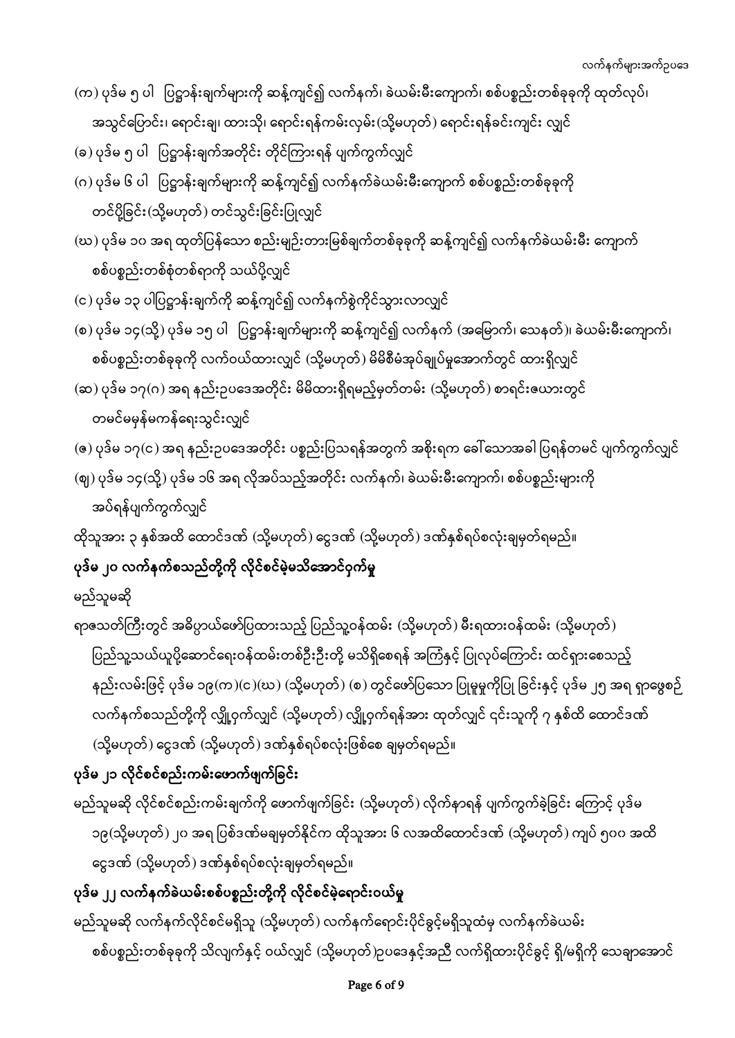(က) ပုဒ်မ ၅ ပါ ပြဋ္ဌာန်းချက်များကို ဆန့်ကျင်၍ လက်နက်၊ ခဲယမ်းမီးကျောက်၊ စစ်ပစ္စည်းတစ်ခုခုကို ထုတ်လုပ်၊ အသွင်ပြောင်း၊ ရောင်းချ၊ ထားသို၊ ရောင်းရန်ကမ်းလှမ်း(သို့မဟုတ်) ရောင်းရန်ခင်းကျင်း လျှင်

(ခ) ပုဒ်မ ၅ ပါ ပြဋ္ဌာန်းချက်အတိုင်း တိုင်ကြားရန် ပျက်ကွက်လျှင်

(ဂ) ပုဒ်မ ၆ ပါ ပြဋ္ဌာန်းချက်များကို ဆန့်ကျင်၍ လက်နက်ခဲယမ်းမီးကျောက် စစ်ပစ္စည်းတစ်ခုခုကို တင်ပို့ခြင်း(သို့မဟုတ်) တင်သွင်းခြင်းပြုလျှင်

(ဃ) ပုဒ်မ ၁၀ အရ ထုတ်ပြန်သော စည်းမျဉ်းတားမြစ်ချက်တစ်ခုခုကို ဆန့်ကျင်၍ လက်နက်ခဲယမ်းမီး ကျောက် စစ်ပစ္စည်းတစ်စုံတစ်ရာကို သယ်ပို့လျှင်

(င) ပုဒ်မ ၁၃ ပါပြဋ္ဌာန်းချက်ကို ဆန့်ကျင်၍ လက်နက်စွဲကိုင်သွားလာလျှင်

(စ) ပုဒ်မ ၁၄(သို့) ပုဒ်မ ၁၅ ပါ ပြဋ္ဌာန်းချက်များကို ဆန့်ကျင်၍ လက်နက် (အမြောက်၊ သေနတ်)၊ ခဲယမ်းမီးကျောက်၊ စစ်ပစ္စည်းတစ်ခုခုကို လက်ဝယ်ထားလျှင် (သို့မဟုတ်) မိမိစီမံအုပ်ချုပ်မှုအောက်တွင် ထားရှိလျှင်

(ဆ) ပုဒ်မ ၁၇(ဂ) အရ နည်းဥပဒေအတိုင်း မိမိထားရှိရမည့်မှတ်တမ်း (သို့မဟုတ်) စာရင်းဇယားတွင် တမင်မမှန်မကန်ရေးသွင်းလျှင်

(ဇ) ပုဒ်မ ၁၇(င) အရ နည်းဥပဒေအတိုင်း ပစ္စည်းပြသရန်အတွက် အစိုးရက ခေါ်သောအခါ ပြရန်တမင် ပျက်ကွက်လျှင်

(ဈ) ပုဒ်မ ၁၄(သို့) ပုဒ်မ ၁၆ အရ လိုအပ်သည့်အတိုင်း လက်နက်၊ ခဲယမ်းမီးကျောက်၊ စစ်ပစ္စည်းများကို အပ်ရန်ပျက်ကွက်လျှင်

ထိုသူအား ၃ နှစ်အထိ ထောင်ဒဏ် (သို့မဟုတ်) ငွေဒဏ် (သို့မဟုတ်) ဒဏ်နှစ်ရပ်စလုံးချမှတ်ရမည်။

## ပုဒ်မ ၂၀ လက်နက်စသည်တို့ကို လိုင်စင်မဲ့မသိအောင်ဝှက်မှု

မည်သူမဆို

ရာဇသတ်ကြီးတွင် အဓိပ္ပာယ်ဖော်ပြထားသည့် ပြည်သူ့ဝန်ထမ်း (သို့မဟုတ်) မီးရထားဝန်ထမ်း (သို့မဟုတ်) ပြည်သူ့သယ်ယူပို့ဆောင်ရေးဝန်ထမ်းတစ်ဦးဦးတို့ မသိရှိစေရန် အကြံနှင့် ပြုလုပ်ကြောင်း ထင်ရှားစေသည့် နည်းလမ်းဖြင့် ပုဒ်မ ၁၉(က)(င)(ဃ) (သို့မဟုတ်) (စ) တွင်ဖော်ပြသော ပြုမှုမှုကိုပြု ခြင်းနှင့် ပုဒ်မ ၂၅ အရ ရှာဖွေစဉ် လက်နက်စသည်တို့ကို လျှို့ဝှက်လျှင် (သို့မဟုတ်) လျှို့ဝှက်ရန်အား ထုတ်လျှင် ၎င်းသူကို ၇ နှစ်ထိ ထောင်ဒဏ် (သို့မဟုတ်) ငွေဒဏ် (သို့မဟုတ်) ဒဏ်နှစ်ရပ်စလုံးဖြစ်စေ ချမှတ်ရမည်။

## ပုဒ်မ ၂၁ လိုင်စင်စည်းကမ်းဖောက်ဖျက်ခြင်း

မည်သူမဆို လိုင်စင်စည်းကမ်းချက်ကို ဖောက်ဖျက်ခြင်း (သို့မဟုတ်) လိုက်နာရန် ပျက်ကွက်ခဲ့ခြင်း ကြောင့် ပုဒ်မ ၁၉(သို့မဟုတ်) ၂၀ အရ ပြစ်ဒဏ်မချမှတ်နိုင်က ထိုသူအား ၆ လအထိထောင်ဒဏ် (သို့မဟုတ်) ကျပ် ၅၀၀ အထိ ငွေဒဏ် (သို့မဟုတ်) ဒဏ်နှစ်ရပ်စလုံးချမှတ်ရမည်။

## ပုဒ်မ ၂၂ လက်နက်ခဲယမ်းစစ်ပစ္စည်းတို့ကို လိုင်စင်မဲ့ရောင်းဝယ်မှု

မည်သူမဆို လက်နက်လိုင်စင်မရှိသူ (သို့မဟုတ်) လက်နက်ရောင်းပိုင်ခွင့်မရှိသူထံမှ လက်နက်ခဲယမ်း စစ်ပစ္စည်းတစ်ခုခုကို သိလျက်နှင့် ဝယ်လျှင် (သို့မဟုတ်)ဥပဒေနှင့်အညီ လက်ရှိထားပိုင်ခွင့် ရှိ/မရှိကို သေချာအောင်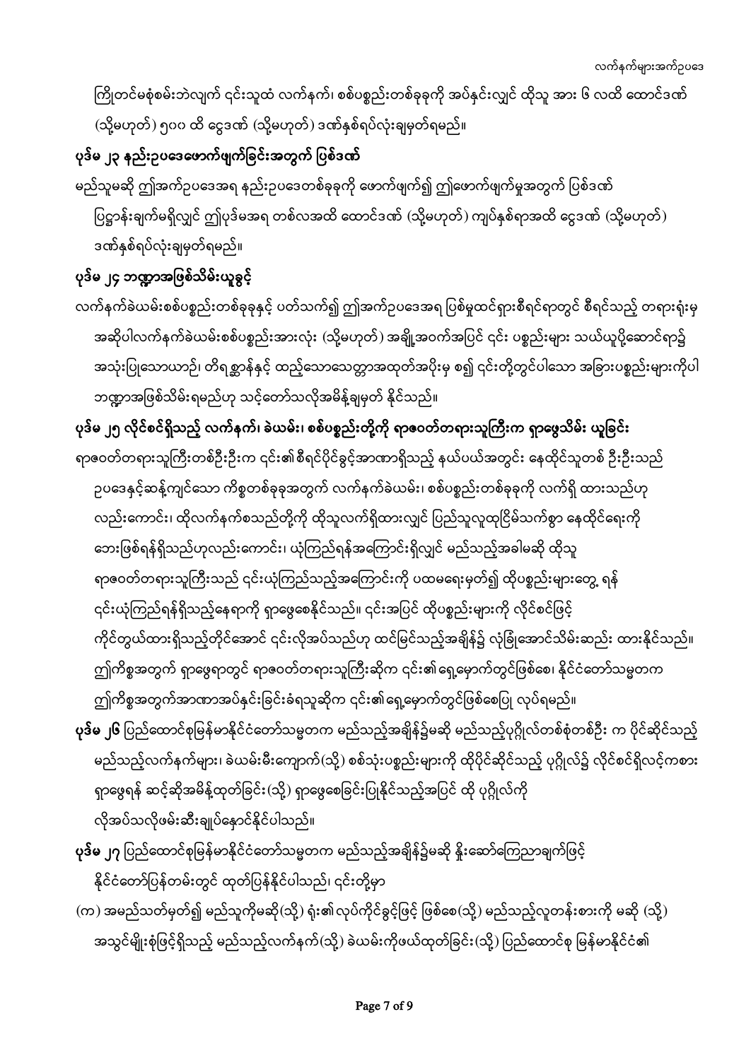ကြိုတင်မစုံစမ်းဘဲလျက် ၎င်းသူထံ လက်နက်၊ စစ်ပစ္စည်းတစ်ခုခုကို အပ်နှင်းလျှင် ထိုသူ အား ၆ လထိ ထောင်ဒဏ် (သို့မဟုတ်) ၅၀၀ ထိ ငွေဒဏ် (သို့မဟုတ်) ဒဏ်နှစ်ရပ်လုံးချမှတ်ရမည်။

**ပုဒ်မ ၂၃ နည်းဥပဒေဖောက်ဖျက်ခြင်းအတွက် ပြစ်ဒဏ်**

မည်သူမဆို ဤအက်ဥပဒေအရ နည်းဥပဒေတစ်ခုခုကို ဖောက်ဖျက်၍ ဤဖောက်ဖျက်မှုအတွက် ပြစ်ဒဏ် ပြဋ္ဌာန်းချက်မရှိလျှင် ဤပုဒ်မအရ တစ်လအထိ ထောင်ဒဏ် (သို့မဟုတ်) ကျပ်နှစ်ရာအထိ ငွေဒဏ် (သို့မဟုတ်) ဒဏ်နှစ်ရပ်လုံးချမှတ်ရမည်။

**ပုဒ်မ ၂၄ ဘဏ္ဍာအဖြစ်သိမ်းယူခွင့်**

လက်နက်ခဲယမ်းစစ်ပစ္စည်းတစ်ခုခုနှင့် ပတ်သက်၍ ဤအက်ဥပဒေအရ ပြစ်မှုထင်ရှားစီရင်ရာတွင် စီရင်သည့် တရားရုံးမှ အဆိုပါလက်နက်ခဲယမ်းစစ်ပစ္စည်းအားလုံး (သို့မဟုတ်) အချို့အဝက်အပြင် ၎င်း ပစ္စည်းများ သယ်ယူပို့ဆောင်ရာ၌ အသုံးပြုသောယာဉ်၊ တိရစ္ဆာန်နှင့် ထည့်သောသေတ္တာအထုတ်အပိုးမှ စ၍ ၎င်းတို့တွင်ပါသော အခြားပစ္စည်းများကိုပါ ဘဏ္ဍာအဖြစ်သိမ်းရမည်ဟု သင့်တော်သလိုအမိန့်ချမှတ် နိုင်သည်။

**ပုဒ်မ ၂၅ လိုင်စင်ရှိသည့် လက်နက်၊ ခဲယမ်း၊ စစ်ပစ္စည်းတို့ကို ရာဇဝတ်တရားသူကြီးက ရှာဖွေသိမ်း ယူခြင်း**

ရာဇဝတ်တရားသူကြီးတစ်ဦးဦးက ၎င်း၏စီရင်ပိုင်ခွင့်အာဏာရှိသည့် နယ်ပယ်အတွင်း နေထိုင်သူတစ် ဦးဦးသည် ဥပဒေနှင့်ဆန့်ကျင်သော ကိစ္စတစ်ခုခုအတွက် လက်နက်ခဲယမ်း၊ စစ်ပစ္စည်းတစ်ခုခုကို လက်ရှိ ထားသည်ဟု လည်းကောင်း၊ ထိုလက်နက်စသည်တို့ကို ထိုသူလက်ရှိထားလျှင် ပြည်သူလူထုငြိမ်သက်စွာ နေထိုင်ရေးကို ဘေးဖြစ်ရန်ရှိသည်ဟုလည်းကောင်း၊ ယုံကြည်ရန်အကြောင်းရှိလျှင် မည်သည့်အခါမဆို ထိုသူ ရာဇဝတ်တရားသူကြီးသည် ၎င်းယုံကြည်သည့်အကြောင်းကို ပထမရေးမှတ်၍ ထိုပစ္စည်းများတွေ့ ရန် ၎င်းယုံကြည်ရန်ရှိသည့်နေရာကို ရှာဖွေစေနိုင်သည်။ ၎င်းအပြင် ထိုပစ္စည်းများကို လိုင်စင်ဖြင့် ကိုင်တွယ်ထားရှိသည့်တိုင်အောင် ၎င်းလိုအပ်သည်ဟု ထင်မြင်သည့်အချိန်နှင့် လုံခြုံအောင်သိမ်းဆည်း ထားနိုင်သည်။ ဤကိစ္စအတွက် ရှာဖွေရာတွင် ရာဇဝတ်တရားသူကြီးဆိုက ၎င်း၏ရှေ့မှောက်တွင်ဖြစ်စေ၊ နိုင်ငံတော်သမ္မတက ဤကိစ္စအတွက်အာဏာအပ်နှင်းခြင်းခံရသူဆိုက ၎င်း၏ရှေ့မှောက်တွင်ဖြစ်စေပြု လုပ်ရမည်။

**ပုဒ်မ ၂၆** ပြည်ထောင်စုမြန်မာနိုင်ငံတော်သမ္မတက မည်သည့်အချိန်၌မဆို မည်သည့်ပုဂ္ဂိုလ်တစ်စုံတစ်ဦး က ပိုင်ဆိုင်သည့် မည်သည့်လက်နက်များ၊ ခဲယမ်းမီးကျောက်(သို့) စစ်သုံးပစ္စည်းများကို ထိုပိုင်ဆိုင်သည့် ပုဂ္ဂိုလ်၌ လိုင်စင်ရှိလင့်ကစား ရှာဖွေရန် ဆင့်ဆိုအမိန့်ထုတ်ခြင်း(သို့) ရှာဖွေစေခြင်းပြုနိုင်သည့်အပြင် ထို ပုဂ္ဂိုလ်ကို လိုအပ်သလိုဖမ်းဆီးချုပ်နှောင်နိုင်ပါသည်။

**ပုဒ်မ ၂၇** ပြည်ထောင်စုမြန်မာနိုင်ငံတော်သမ္မတက မည်သည့်အချိန်၌မဆို နှိုးဆော်ကြေညာချက်ဖြင့် နိုင်ငံတော်ပြန်တမ်းတွင် ထုတ်ပြန်နိုင်ပါသည်၊ ၎င်းတို့မှာ

(က) အမည်သတ်မှတ်၍ မည်သူကိုမဆို(သို့) ရုံး၏လုပ်ကိုင်ခွင့်ဖြင့် ဖြစ်စေ(သို့) မည်သည့်လူတန်းစားကို မဆို (သို့) အသွင်မျိုးစုံဖြင့်ရှိသည့် မည်သည့်လက်နက်(သို့) ခဲယမ်းကိုဖယ်ထုတ်ခြင်း(သို့) ပြည်ထောင်စု မြန်မာနိုင်ငံ၏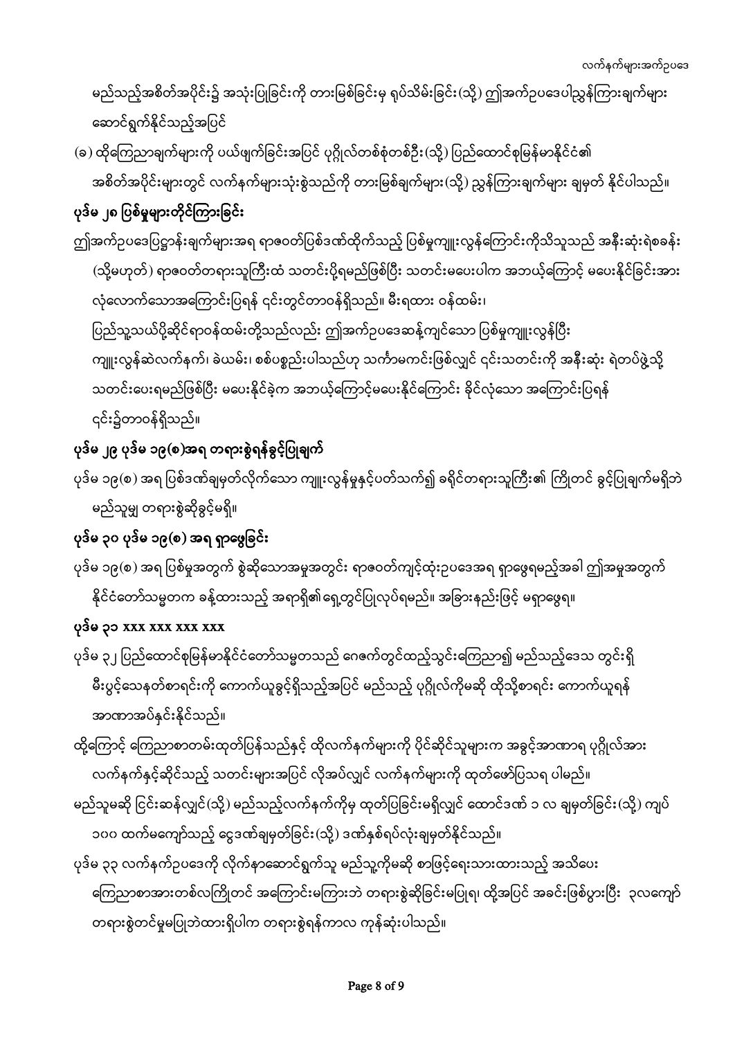မည်သည့်အစိတ်အပိုင်း၌ အသုံးပြုခြင်းကို တားမြစ်ခြင်းမှ ရုပ်သိမ်းခြင်း(သို့) ဤအက်ဥပဒေပါညွှန်ကြားချက်များ ဆောင်ရွက်နိုင်သည့်အပြင်

(ခ) ထိုကြေညာချက်များကို ပယ်ဖျက်ခြင်းအပြင် ပုဂ္ဂိုလ်တစ်စုံတစ်ဦး(သို့) ပြည်ထောင်စုမြန်မာနိုင်ငံ၏ အစိတ်အပိုင်းများတွင် လက်နက်များသုံးစွဲသည်ကို တားမြစ်ချက်များ(သို့) ညွှန်ကြားချက်များ ချမှတ် နိုင်ပါသည်။

**ပုဒ်မ ၂၈ ပြစ်မှုများတိုင်ကြားခြင်း**

ဤအက်ဥပဒေပြဋ္ဌာန်းချက်များအရ ရာဇဝတ်ပြစ်ဒဏ်ထိုက်သည့် ပြစ်မှုကျူးလွန်ကြောင်းကိုသိသူသည် အနီးဆုံးရဲစခန်း (သို့မဟုတ်) ရာဇဝတ်တရားသူကြီးထံ သတင်းပို့ရမည်ဖြစ်ပြီး သတင်းမပေးပါက အဘယ့်ကြောင့် မပေးနိုင်ခြင်းအား လုံလောက်သောအကြောင်းပြရန် ၎င်းတွင်တာဝန်ရှိသည်။ မီးရထား ဝန်ထမ်း၊ ပြည်သူ့သယ်ပို့ဆိုင်ရာဝန်ထမ်းတို့သည်လည်း ဤအက်ဥပဒေဆန့်ကျင်သော ပြစ်မှုကျူးလွန်ပြီး ကျူးလွန်ဆဲလက်နက်၊ ခဲယမ်း၊ စစ်ပစ္စည်းပါသည်ဟု သင်္ကာမကင်းဖြစ်လျှင် ၎င်းသတင်းကို အနီးဆုံး ရဲတပ်ဖွဲ့သို့ သတင်းပေးရမည်ဖြစ်ပြီး မပေးနိုင်ခဲ့က အဘယ့်ကြောင့်မပေးနိုင်ကြောင်း ခိုင်လုံသော အကြောင်းပြရန် ၎င်း၌တာဝန်ရှိသည်။

**ပုဒ်မ ၂၉ ပုဒ်မ ၁၉(စ)အရ တရားစွဲရန်ခွင့်ပြုချက်**

ပုဒ်မ ၁၉(စ) အရ ပြစ်ဒဏ်ချမှတ်လိုက်သော ကျူးလွန်မှုနှင့်ပတ်သက်၍ ခရိုင်တရားသူကြီး၏ ကြိုတင် ခွင့်ပြုချက်မရှိဘဲ မည်သူမျှ တရားစွဲဆိုခွင့်မရှိ။

**ပုဒ်မ ၃၀ ပုဒ်မ ၁၉(စ) အရ ရှာဖွေခြင်း**

ပုဒ်မ ၁၉(စ) အရ ပြစ်မှုအတွက် စွဲဆိုသောအမှုအတွင်း ရာဇဝတ်ကျင့်ထုံးဥပဒေအရ ရှာဖွေရမည့်အခါ ဤအမှုအတွက် နိုင်ငံတော်သမ္မတက ခန့်ထားသည့် အရာရှိ၏ရှေ့တွင်ပြုလုပ်ရမည်။ အခြားနည်းဖြင့် မရှာဖွေရ။

**ပုဒ်မ ၃၁ xxx xxx xxx xxx**

ပုဒ်မ ၃၂ ပြည်ထောင်စုမြန်မာနိုင်ငံတော်သမ္မတသည် ဂေဇက်တွင်ထည့်သွင်းကြေညာ၍ မည်သည့်ဒေသ တွင်းရှိ မီးပွင့်သေနတ်စာရင်းကို ကောက်ယူခွင့်ရှိသည့်အပြင် မည်သည့် ပုဂ္ဂိုလ်ကိုမဆို ထိုသို့စာရင်း ကောက်ယူရန် အာဏာအပ်နှင်းနိုင်သည်။

ထို့ကြောင့် ကြေညာစာတမ်းထုတ်ပြန်သည်နှင့် ထိုလက်နက်များကို ပိုင်ဆိုင်သူများက အခွင့်အာဏာရ ပုဂ္ဂိုလ်အား လက်နက်နှင့်ဆိုင်သည့် သတင်းများအပြင် လိုအပ်လျှင် လက်နက်များကို ထုတ်ဖော်ပြသရ ပါမည်။

မည်သူမဆို ငြင်းဆန်လျှင်(သို့) မည်သည့်လက်နက်ကိုမှ ထုတ်ပြခြင်းမရှိလျှင် ထောင်ဒဏ် ၁ လ ချမှတ်ခြင်း(သို့) ကျပ် ၁၀၀ ထက်မကျော်သည့် ငွေဒဏ်ချမှတ်ခြင်း(သို့) ဒဏ်နှစ်ရပ်လုံးချမှတ်နိုင်သည်။

ပုဒ်မ ၃၃ လက်နက်ဥပဒေကို လိုက်နာဆောင်ရွက်သူ မည်သူ့ကိုမဆို စာဖြင့်ရေးသားထားသည့် အသိပေး ကြေညာစာအားတစ်လကြိုတင် အကြောင်းမကြားဘဲ တရားစွဲဆိုခြင်းမပြုရ၊ ထို့အပြင် အခင်းဖြစ်ပွားပြီး ၃လကျော် တရားစွဲတင်မှုမပြုဘဲထားရှိပါက တရားစွဲရန်ကာလ ကုန်ဆုံးပါသည်။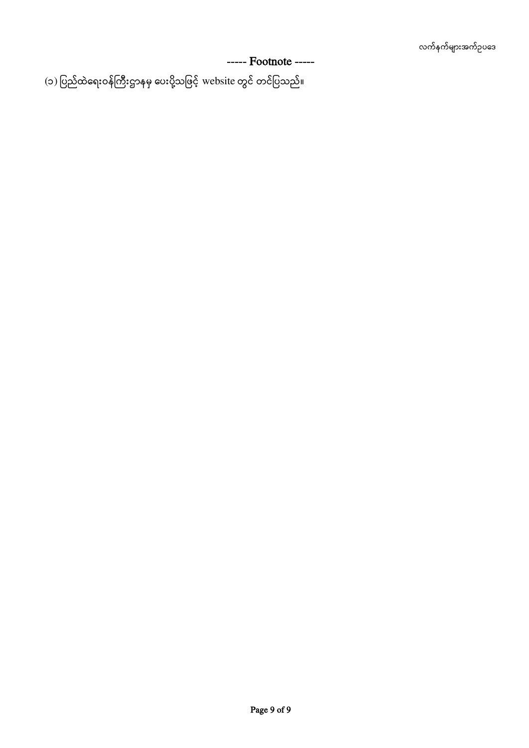----- **Footnote** -----

(၁) ပြည်ထဲရေးဝန်ကြီးဌာနမှ ပေးပို့သဖြင့် website တွင် တင်ပြသည်။